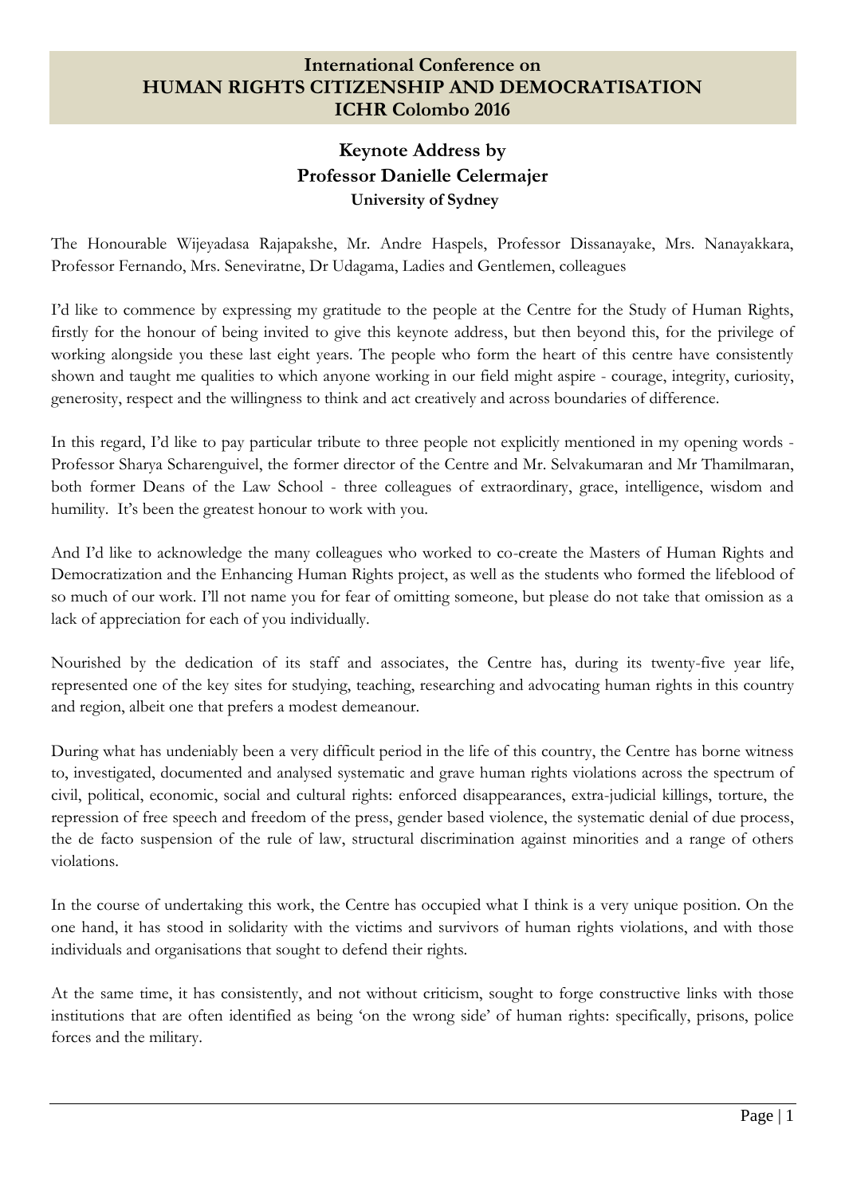# International Conference on HUMAN RIGHTS CITIZENSHIP AND DEMOCRATISATION ICHR Colombo 2016

## Keynote Address by Professor Danielle Celermajer

### University of Sydney

The Honourable Wijeyadasa Rajapakshe, Mr. Andre Haspels, Professor Dissanayake, Mrs. Nanayakkara, Professor Fernando, Mrs. Seneviratne, Dr Udagama, Ladies and Gentlemen, colleagues

I'd like to commence by expressing my gratitude to the people at the Centre for the Study of Human Rights, firstly for the honour of being invited to give this keynote address, but then beyond this, for the privilege of working alongside you these last eight years. The people who form the heart of this centre have consistently shown and taught me qualities to which anyone working in our field might aspire - courage, integrity, curiosity, generosity, respect and the willingness to think and act creatively and across boundaries of difference.

In this regard, I'd like to pay particular tribute to three people not explicitly mentioned in my opening words - Professor Sharya Scharenguivel, the former director of the Centre and Mr. Selvakumaran and Mr Thamilmaran, both former Deans of the Law School - three colleagues of extraordinary, grace, intelligence, wisdom and humility. It's been the greatest honour to work with you.

And I'd like to acknowledge the many colleagues who worked to co-create the Masters of Human Rights and Democratization and the Enhancing Human Rights project, as well as the students who formed the lifeblood of so much of our work. I'll not name you for fear of omitting someone, but please do not take that omission as a lack of appreciation for each of you individually.

Nourished by the dedication of its staff and associates, the Centre has, during its twenty-five year life, represented one of the key sites for studying, teaching, researching and advocating human rights in this country and region, albeit one that prefers a modest demeanour.

During what has undeniably been a very difficult period in the life of this country, the Centre has borne witness to, investigated, documented and analysed systematic and grave human rights violations across the spectrum of civil, political, economic, social and cultural rights: enforced disappearances, extra-judicial killings, torture, the repression of free speech and freedom of the press, gender based violence, the systematic denial of due process, the de facto suspension of the rule of law, structural discrimination against minorities and a range of others violations.

In the course of undertaking this work, the Centre has occupied what I think is a very unique position. On the one hand, it has stood in solidarity with the victims and survivors of human rights violations, and with those individuals and organisations that sought to defend their rights.

At the same time, it has consistently, and not without criticism, sought to forge constructive links with those institutions that are often identified as being 'on the wrong side' of human rights: specifically, prisons, police forces and the military.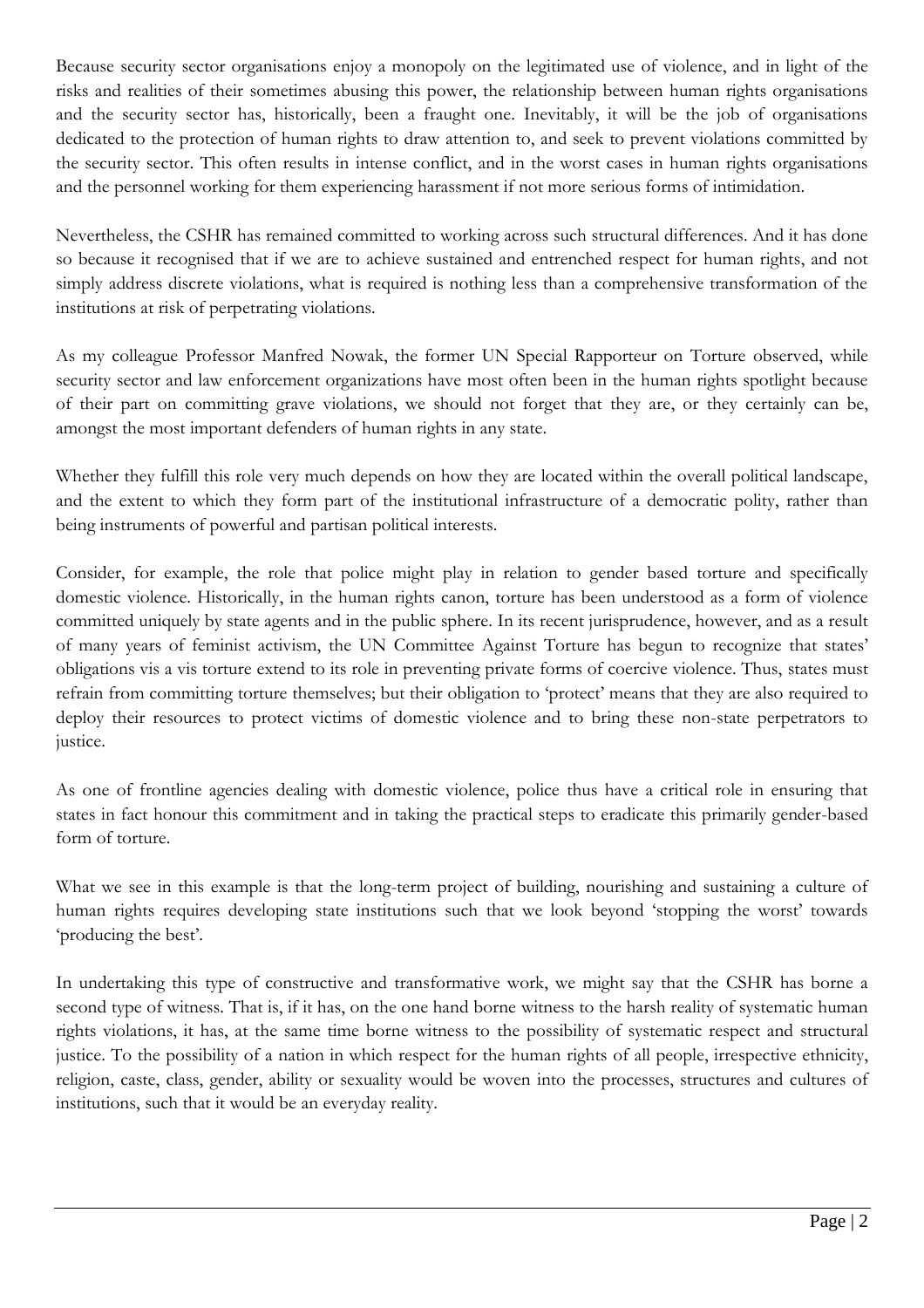Because security sector organisations enjoy a monopoly on the legitimated use of violence, and in light of the risks and realities of their sometimes abusing this power, the relationship between human rights organisations and the security sector has, historically, been a fraught one. Inevitably, it will be the job of organisations dedicated to the protection of human rights to draw attention to, and seek to prevent violations committed by the security sector. This often results in intense conflict, and in the worst cases in human rights organisations and the personnel working for them experiencing harassment if not more serious forms of intimidation.

Nevertheless, the CSHR has remained committed to working across such structural differences. And it has done so because it recognised that if we are to achieve sustained and entrenched respect for human rights, and not simply address discrete violations, what is required is nothing less than a comprehensive transformation of the institutions at risk of perpetrating violations.

As my colleague Professor Manfred Nowak, the former UN Special Rapporteur on Torture observed, while security sector and law enforcement organizations have most often been in the human rights spotlight because of their part on committing grave violations, we should not forget that they are, or they certainly can be, amongst the most important defenders of human rights in any state.

Whether they fulfill this role very much depends on how they are located within the overall political landscape, and the extent to which they form part of the institutional infrastructure of a democratic polity, rather than being instruments of powerful and partisan political interests.

Consider, for example, the role that police might play in relation to gender based torture and specifically domestic violence. Historically, in the human rights canon, torture has been understood as a form of violence committed uniquely by state agents and in the public sphere. In its recent jurisprudence, however, and as a result of many years of feminist activism, the UN Committee Against Torture has begun to recognize that states' obligations vis a vis torture extend to its role in preventing private forms of coercive violence. Thus, states must refrain from committing torture themselves; but their obligation to 'protect' means that they are also required to deploy their resources to protect victims of domestic violence and to bring these non-state perpetrators to justice.

As one of frontline agencies dealing with domestic violence, police thus have a critical role in ensuring that states in fact honour this commitment and in taking the practical steps to eradicate this primarily gender-based form of torture.

What we see in this example is that the long-term project of building, nourishing and sustaining a culture of human rights requires developing state institutions such that we look beyond 'stopping the worst' towards 'producing the best'.

In undertaking this type of constructive and transformative work, we might say that the CSHR has borne a second type of witness. That is, if it has, on the one hand borne witness to the harsh reality of systematic human rights violations, it has, at the same time borne witness to the possibility of systematic respect and structural justice. To the possibility of a nation in which respect for the human rights of all people, irrespective ethnicity, religion, caste, class, gender, ability or sexuality would be woven into the processes, structures and cultures of institutions, such that it would be an everyday reality.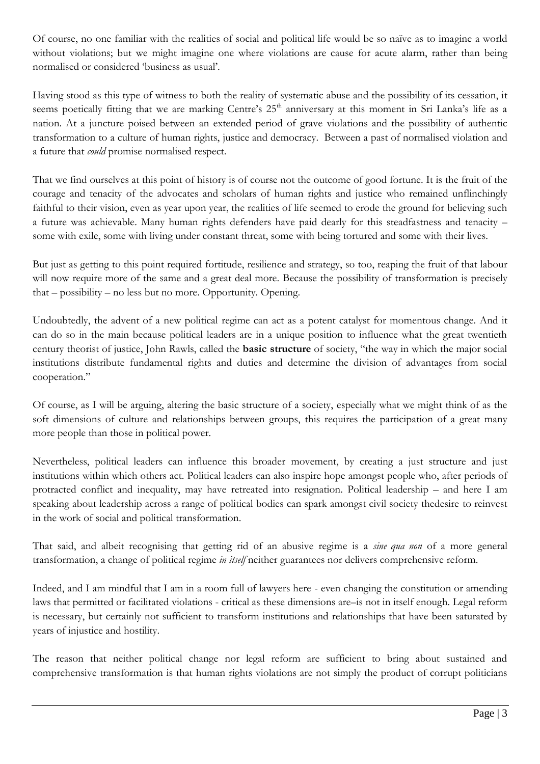Of course, no one familiar with the realities of social and political life would be so naïve as to imagine a world without violations; but we might imagine one where violations are cause for acute alarm, rather than being normalised or considered 'business as usual'.

Having stood as this type of witness to both the reality of systematic abuse and the possibility of its cessation, it seems poetically fitting that we are marking Centre's 25th anniversary at this moment in Sri Lanka's life as a nation. At a juncture poised between an extended period of grave violations and the possibility of authentic transformation to a culture of human rights, justice and democracy. Between a past of normalised violation and a future that *could* promise normalised respect.

That we find ourselves at this point of history is of course not the outcome of good fortune. It is the fruit of the courage and tenacity of the advocates and scholars of human rights and justice who remained unflinchingly faithful to their vision, even as year upon year, the realities of life seemed to erode the ground for believing such a future was achievable. Many human rights defenders have paid dearly for this steadfastness and tenacity – some with exile, some with living under constant threat, some with being tortured and some with their lives.

But just as getting to this point required fortitude, resilience and strategy, so too, reaping the fruit of that labour will now require more of the same and a great deal more. Because the possibility of transformation is precisely that – possibility – no less but no more. Opportunity. Opening.

Undoubtedly, the advent of a new political regime can act as a potent catalyst for momentous change. And it can do so in the main because political leaders are in a unique position to influence what the great twentieth century theorist of justice, John Rawls, called the **basic structure** of society, "the way in which the major social institutions distribute fundamental rights and duties and determine the division of advantages from social cooperation."

Of course, as I will be arguing, altering the basic structure of a society, especially what we might think of as the soft dimensions of culture and relationships between groups, this requires the participation of a great many more people than those in political power.

Nevertheless, political leaders can influence this broader movement, by creating a just structure and just institutions within which others act. Political leaders can also inspire hope amongst people who, after periods of protracted conflict and inequality, may have retreated into resignation. Political leadership – and here I am speaking about leadership across a range of political bodies can spark amongst civil society thedesire to reinvest in the work of social and political transformation.

That said, and albeit recognising that getting rid of an abusive regime is a *sine qua non* of a more general transformation, a change of political regime *in itself* neither guarantees nor delivers comprehensive reform.

Indeed, and I am mindful that I am in a room full of lawyers here - even changing the constitution or amending laws that permitted or facilitated violations - critical as these dimensions are–is not in itself enough. Legal reform is necessary, but certainly not sufficient to transform institutions and relationships that have been saturated by years of injustice and hostility.

The reason that neither political change nor legal reform are sufficient to bring about sustained and comprehensive transformation is that human rights violations are not simply the product of corrupt politicians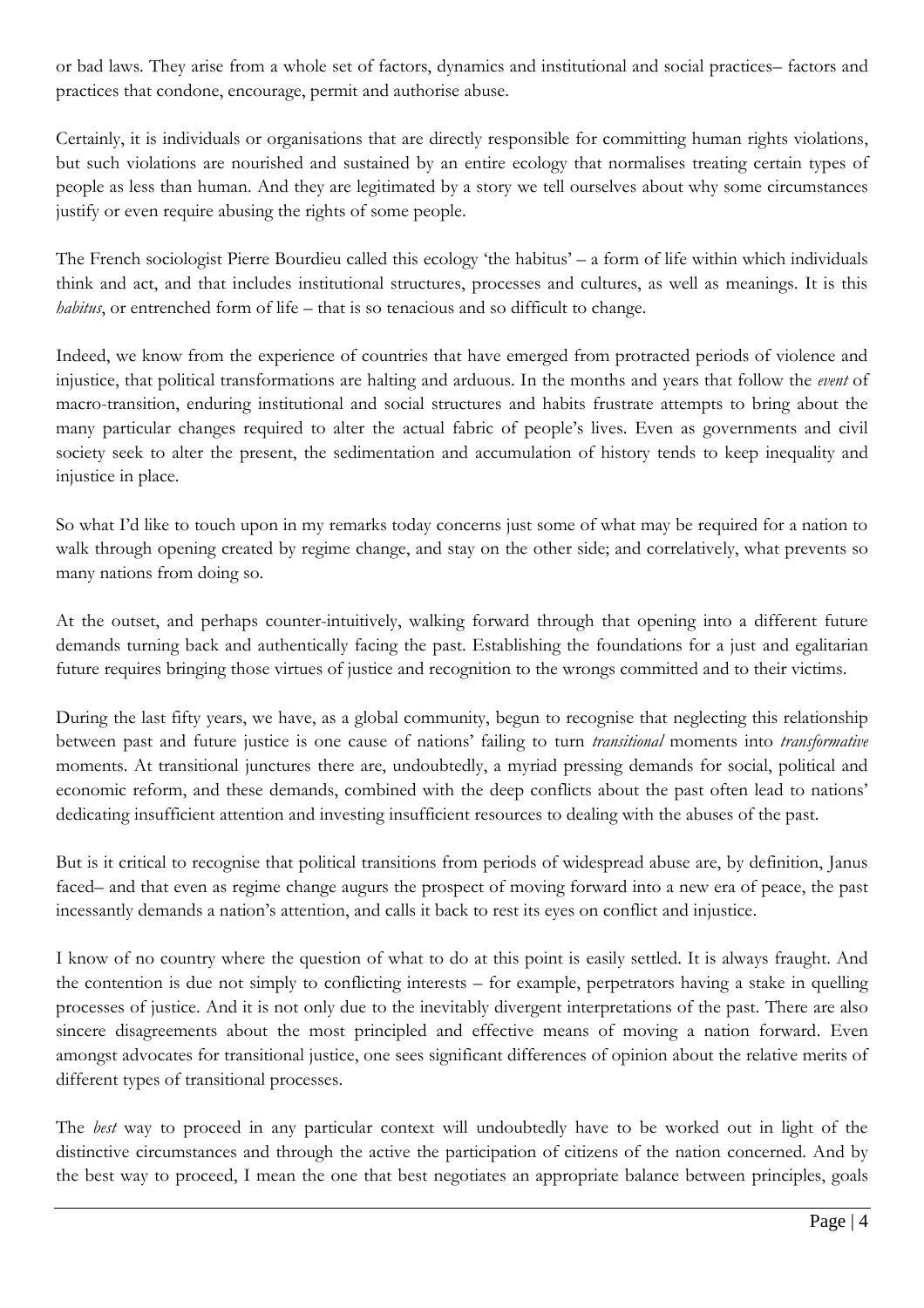or bad laws. They arise from a whole set of factors, dynamics and institutional and social practices– factors and practices that condone, encourage, permit and authorise abuse.

Certainly, it is individuals or organisations that are directly responsible for committing human rights violations, but such violations are nourished and sustained by an entire ecology that normalises treating certain types of people as less than human. And they are legitimated by a story we tell ourselves about why some circumstances justify or even require abusing the rights of some people.

The French sociologist Pierre Bourdieu called this ecology 'the habitus' – a form of life within which individuals think and act, and that includes institutional structures, processes and cultures, as well as meanings. It is this *habitus*, or entrenched form of life – that is so tenacious and so difficult to change.

Indeed, we know from the experience of countries that have emerged from protracted periods of violence and injustice, that political transformations are halting and arduous. In the months and years that follow the *event* of macro-transition, enduring institutional and social structures and habits frustrate attempts to bring about the many particular changes required to alter the actual fabric of people's lives. Even as governments and civil society seek to alter the present, the sedimentation and accumulation of history tends to keep inequality and injustice in place.

So what I'd like to touch upon in my remarks today concerns just some of what may be required for a nation to walk through opening created by regime change, and stay on the other side; and correlatively, what prevents so many nations from doing so.

At the outset, and perhaps counter-intuitively, walking forward through that opening into a different future demands turning back and authentically facing the past. Establishing the foundations for a just and egalitarian future requires bringing those virtues of justice and recognition to the wrongs committed and to their victims.

During the last fifty years, we have, as a global community, begun to recognise that neglecting this relationship between past and future justice is one cause of nations' failing to turn *transitional* moments into *transformative* moments. At transitional junctures there are, undoubtedly, a myriad pressing demands for social, political and economic reform, and these demands, combined with the deep conflicts about the past often lead to nations' dedicating insufficient attention and investing insufficient resources to dealing with the abuses of the past.

But is it critical to recognise that political transitions from periods of widespread abuse are, by definition, Janus faced– and that even as regime change augurs the prospect of moving forward into a new era of peace, the past incessantly demands a nation's attention, and calls it back to rest its eyes on conflict and injustice.

I know of no country where the question of what to do at this point is easily settled. It is always fraught. And the contention is due not simply to conflicting interests – for example, perpetrators having a stake in quelling processes of justice. And it is not only due to the inevitably divergent interpretations of the past. There are also sincere disagreements about the most principled and effective means of moving a nation forward. Even amongst advocates for transitional justice, one sees significant differences of opinion about the relative merits of different types of transitional processes.

The *best* way to proceed in any particular context will undoubtedly have to be worked out in light of the distinctive circumstances and through the active the participation of citizens of the nation concerned. And by the best way to proceed, I mean the one that best negotiates an appropriate balance between principles, goals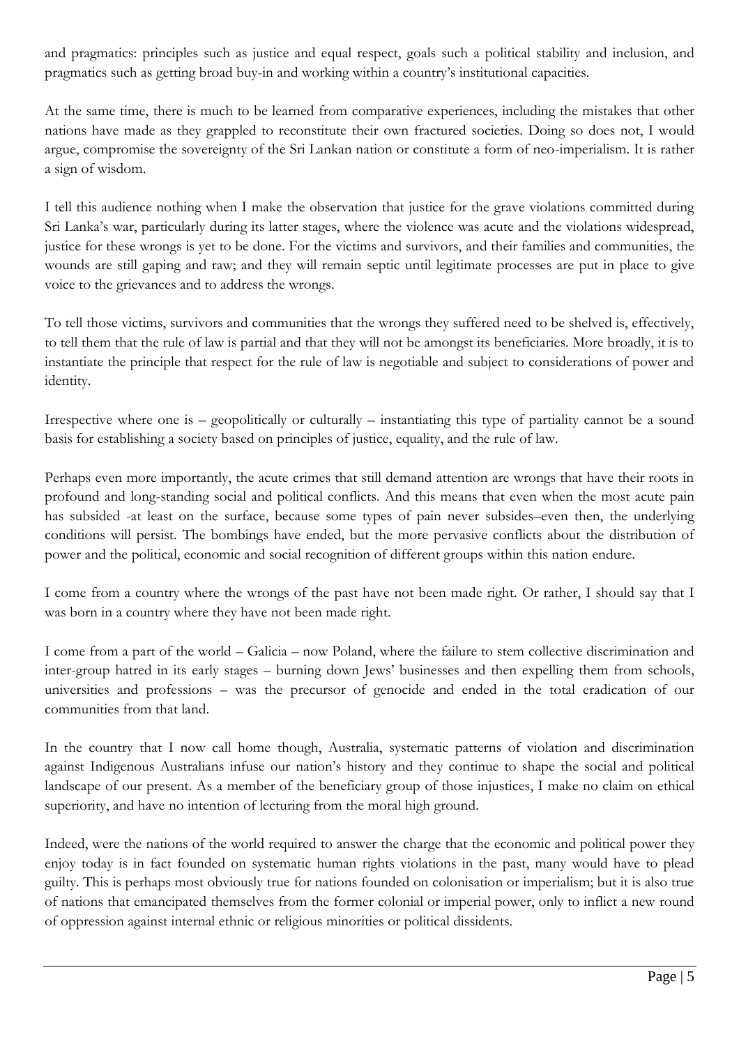and pragmatics: principles such as justice and equal respect, goals such a political stability and inclusion, and pragmatics such as getting broad buy-in and working within a country's institutional capacities.

At the same time, there is much to be learned from comparative experiences, including the mistakes that other nations have made as they grappled to reconstitute their own fractured societies. Doing so does not, I would argue, compromise the sovereignty of the Sri Lankan nation or constitute a form of neo-imperialism. It is rather a sign of wisdom.

I tell this audience nothing when I make the observation that justice for the grave violations committed during Sri Lanka's war, particularly during its latter stages, where the violence was acute and the violations widespread, justice for these wrongs is yet to be done. For the victims and survivors, and their families and communities, the wounds are still gaping and raw; and they will remain septic until legitimate processes are put in place to give voice to the grievances and to address the wrongs.

To tell those victims, survivors and communities that the wrongs they suffered need to be shelved is, effectively, to tell them that the rule of law is partial and that they will not be amongst its beneficiaries. More broadly, it is to instantiate the principle that respect for the rule of law is negotiable and subject to considerations of power and identity.

Irrespective where one is – geopolitically or culturally – instantiating this type of partiality cannot be a sound basis for establishing a society based on principles of justice, equality, and the rule of law.

Perhaps even more importantly, the acute crimes that still demand attention are wrongs that have their roots in profound and long-standing social and political conflicts. And this means that even when the most acute pain has subsided -at least on the surface, because some types of pain never subsides–even then, the underlying conditions will persist. The bombings have ended, but the more pervasive conflicts about the distribution of power and the political, economic and social recognition of different groups within this nation endure.

I come from a country where the wrongs of the past have not been made right. Or rather, I should say that I was born in a country where they have not been made right.

I come from a part of the world – Galicia – now Poland, where the failure to stem collective discrimination and inter-group hatred in its early stages – burning down Jews' businesses and then expelling them from schools, universities and professions – was the precursor of genocide and ended in the total eradication of our communities from that land.

In the country that I now call home though, Australia, systematic patterns of violation and discrimination against Indigenous Australians infuse our nation's history and they continue to shape the social and political landscape of our present. As a member of the beneficiary group of those injustices, I make no claim on ethical superiority, and have no intention of lecturing from the moral high ground.

Indeed, were the nations of the world required to answer the charge that the economic and political power they enjoy today is in fact founded on systematic human rights violations in the past, many would have to plead guilty. This is perhaps most obviously true for nations founded on colonisation or imperialism; but it is also true of nations that emancipated themselves from the former colonial or imperial power, only to inflict a new round of oppression against internal ethnic or religious minorities or political dissidents.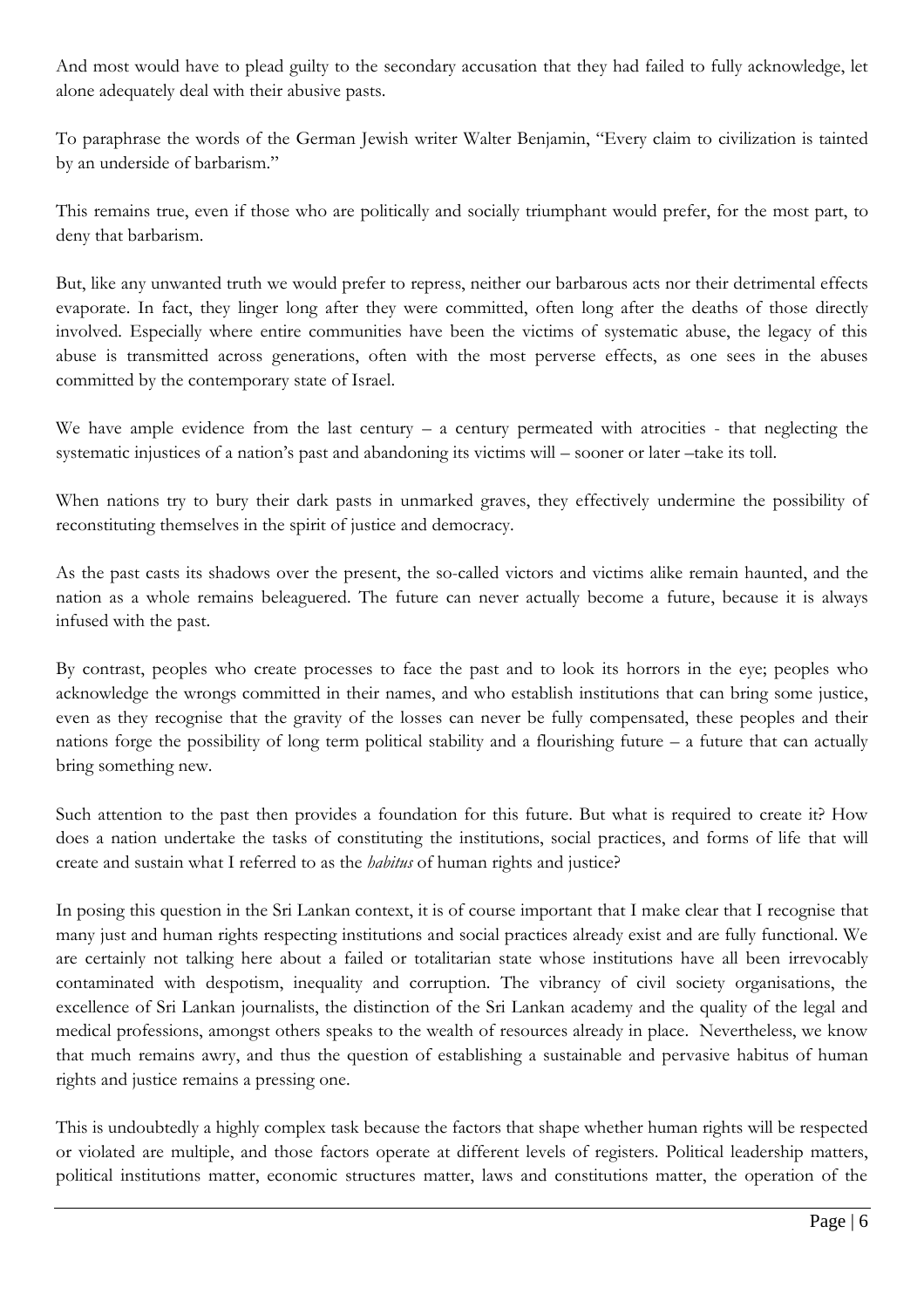And most would have to plead guilty to the secondary accusation that they had failed to fully acknowledge, let alone adequately deal with their abusive pasts.

To paraphrase the words of the German Jewish writer Walter Benjamin, "Every claim to civilization is tainted by an underside of barbarism."

This remains true, even if those who are politically and socially triumphant would prefer, for the most part, to deny that barbarism.

But, like any unwanted truth we would prefer to repress, neither our barbarous acts nor their detrimental effects evaporate. In fact, they linger long after they were committed, often long after the deaths of those directly involved. Especially where entire communities have been the victims of systematic abuse, the legacy of this abuse is transmitted across generations, often with the most perverse effects, as one sees in the abuses committed by the contemporary state of Israel.

We have ample evidence from the last century – a century permeated with atrocities - that neglecting the systematic injustices of a nation's past and abandoning its victims will – sooner or later –take its toll.

When nations try to bury their dark pasts in unmarked graves, they effectively undermine the possibility of reconstituting themselves in the spirit of justice and democracy.

As the past casts its shadows over the present, the so-called victors and victims alike remain haunted, and the nation as a whole remains beleaguered. The future can never actually become a future, because it is always infused with the past.

By contrast, peoples who create processes to face the past and to look its horrors in the eye; peoples who acknowledge the wrongs committed in their names, and who establish institutions that can bring some justice, even as they recognise that the gravity of the losses can never be fully compensated, these peoples and their nations forge the possibility of long term political stability and a flourishing future – a future that can actually bring something new.

Such attention to the past then provides a foundation for this future. But what is required to create it? How does a nation undertake the tasks of constituting the institutions, social practices, and forms of life that will create and sustain what I referred to as the *habitus* of human rights and justice?

In posing this question in the Sri Lankan context, it is of course important that I make clear that I recognise that many just and human rights respecting institutions and social practices already exist and are fully functional. We are certainly not talking here about a failed or totalitarian state whose institutions have all been irrevocably contaminated with despotism, inequality and corruption. The vibrancy of civil society organisations, the excellence of Sri Lankan journalists, the distinction of the Sri Lankan academy and the quality of the legal and medical professions, amongst others speaks to the wealth of resources already in place. Nevertheless, we know that much remains awry, and thus the question of establishing a sustainable and pervasive habitus of human rights and justice remains a pressing one.

This is undoubtedly a highly complex task because the factors that shape whether human rights will be respected or violated are multiple, and those factors operate at different levels of registers. Political leadership matters, political institutions matter, economic structures matter, laws and constitutions matter, the operation of the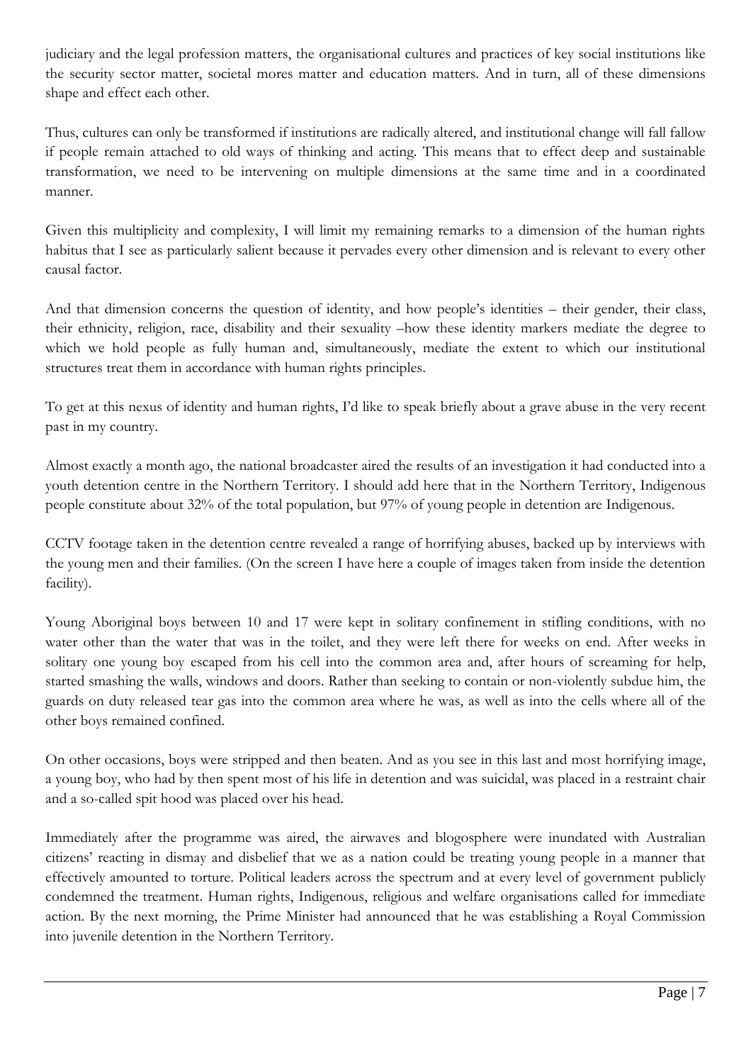judiciary and the legal profession matters, the organisational cultures and practices of key social institutions like the security sector matter, societal mores matter and education matters. And in turn, all of these dimensions shape and effect each other.

Thus, cultures can only be transformed if institutions are radically altered, and institutional change will fall fallow if people remain attached to old ways of thinking and acting. This means that to effect deep and sustainable transformation, we need to be intervening on multiple dimensions at the same time and in a coordinated manner.

Given this multiplicity and complexity, I will limit my remaining remarks to a dimension of the human rights habitus that I see as particularly salient because it pervades every other dimension and is relevant to every other causal factor.

And that dimension concerns the question of identity, and how people's identities – their gender, their class, their ethnicity, religion, race, disability and their sexuality –how these identity markers mediate the degree to which we hold people as fully human and, simultaneously, mediate the extent to which our institutional structures treat them in accordance with human rights principles.

To get at this nexus of identity and human rights, I'd like to speak briefly about a grave abuse in the very recent past in my country.

Almost exactly a month ago, the national broadcaster aired the results of an investigation it had conducted into a youth detention centre in the Northern Territory. I should add here that in the Northern Territory, Indigenous people constitute about 32% of the total population, but 97% of young people in detention are Indigenous.

CCTV footage taken in the detention centre revealed a range of horrifying abuses, backed up by interviews with the young men and their families. (On the screen I have here a couple of images taken from inside the detention facility).

Young Aboriginal boys between 10 and 17 were kept in solitary confinement in stifling conditions, with no water other than the water that was in the toilet, and they were left there for weeks on end. After weeks in solitary one young boy escaped from his cell into the common area and, after hours of screaming for help, started smashing the walls, windows and doors. Rather than seeking to contain or non-violently subdue him, the guards on duty released tear gas into the common area where he was, as well as into the cells where all of the other boys remained confined.

On other occasions, boys were stripped and then beaten. And as you see in this last and most horrifying image, a young boy, who had by then spent most of his life in detention and was suicidal, was placed in a restraint chair and a so-called spit hood was placed over his head.

Immediately after the programme was aired, the airwaves and blogosphere were inundated with Australian citizens' reacting in dismay and disbelief that we as a nation could be treating young people in a manner that effectively amounted to torture. Political leaders across the spectrum and at every level of government publicly condemned the treatment. Human rights, Indigenous, religious and welfare organisations called for immediate action. By the next morning, the Prime Minister had announced that he was establishing a Royal Commission into juvenile detention in the Northern Territory.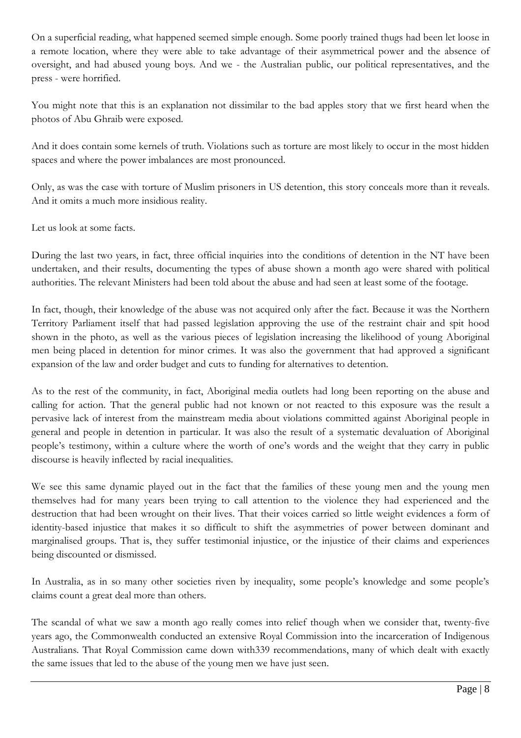On a superficial reading, what happened seemed simple enough. Some poorly trained thugs had been let loose in a remote location, where they were able to take advantage of their asymmetrical power and the absence of oversight, and had abused young boys. And we - the Australian public, our political representatives, and the press - were horrified.

You might note that this is an explanation not dissimilar to the bad apples story that we first heard when the photos of Abu Ghraib were exposed.

And it does contain some kernels of truth. Violations such as torture are most likely to occur in the most hidden spaces and where the power imbalances are most pronounced.

Only, as was the case with torture of Muslim prisoners in US detention, this story conceals more than it reveals. And it omits a much more insidious reality.

Let us look at some facts.

During the last two years, in fact, three official inquiries into the conditions of detention in the NT have been undertaken, and their results, documenting the types of abuse shown a month ago were shared with political authorities. The relevant Ministers had been told about the abuse and had seen at least some of the footage.

In fact, though, their knowledge of the abuse was not acquired only after the fact. Because it was the Northern Territory Parliament itself that had passed legislation approving the use of the restraint chair and spit hood shown in the photo, as well as the various pieces of legislation increasing the likelihood of young Aboriginal men being placed in detention for minor crimes. It was also the government that had approved a significant expansion of the law and order budget and cuts to funding for alternatives to detention.

As to the rest of the community, in fact, Aboriginal media outlets had long been reporting on the abuse and calling for action. That the general public had not known or not reacted to this exposure was the result a pervasive lack of interest from the mainstream media about violations committed against Aboriginal people in general and people in detention in particular. It was also the result of a systematic devaluation of Aboriginal people's testimony, within a culture where the worth of one's words and the weight that they carry in public discourse is heavily inflected by racial inequalities.

We see this same dynamic played out in the fact that the families of these young men and the young men themselves had for many years been trying to call attention to the violence they had experienced and the destruction that had been wrought on their lives. That their voices carried so little weight evidences a form of identity-based injustice that makes it so difficult to shift the asymmetries of power between dominant and marginalised groups. That is, they suffer testimonial injustice, or the injustice of their claims and experiences being discounted or dismissed.

In Australia, as in so many other societies riven by inequality, some people's knowledge and some people's claims count a great deal more than others.

The scandal of what we saw a month ago really comes into relief though when we consider that, twenty-five years ago, the Commonwealth conducted an extensive Royal Commission into the incarceration of Indigenous Australians. That Royal Commission came down with339 recommendations, many of which dealt with exactly the same issues that led to the abuse of the young men we have just seen.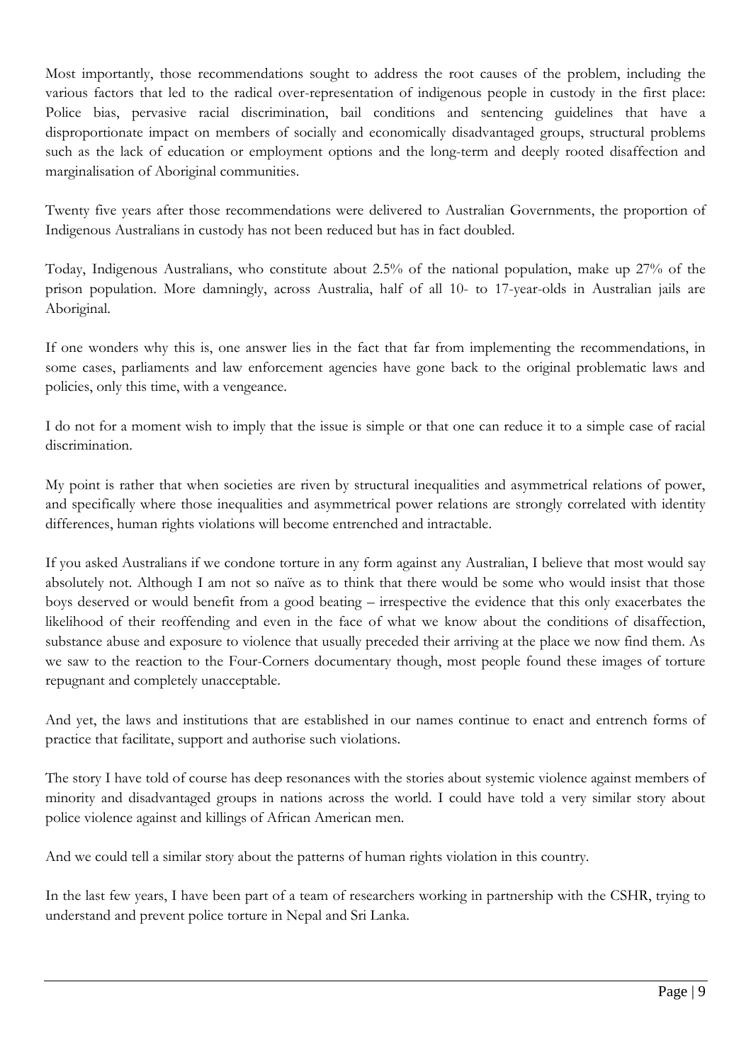Most importantly, those recommendations sought to address the root causes of the problem, including the various factors that led to the radical over-representation of indigenous people in custody in the first place: Police bias, pervasive racial discrimination, bail conditions and sentencing guidelines that have a disproportionate impact on members of socially and economically disadvantaged groups, structural problems such as the lack of education or employment options and the long-term and deeply rooted disaffection and marginalisation of Aboriginal communities.

Twenty five years after those recommendations were delivered to Australian Governments, the proportion of Indigenous Australians in custody has not been reduced but has in fact doubled.

Today, Indigenous Australians, who constitute about 2.5% of the national population, make up 27% of the prison population. More damningly, across Australia, half of all 10- to 17-year-olds in Australian jails are Aboriginal.

If one wonders why this is, one answer lies in the fact that far from implementing the recommendations, in some cases, parliaments and law enforcement agencies have gone back to the original problematic laws and policies, only this time, with a vengeance.

I do not for a moment wish to imply that the issue is simple or that one can reduce it to a simple case of racial discrimination.

My point is rather that when societies are riven by structural inequalities and asymmetrical relations of power, and specifically where those inequalities and asymmetrical power relations are strongly correlated with identity differences, human rights violations will become entrenched and intractable.

If you asked Australians if we condone torture in any form against any Australian, I believe that most would say absolutely not. Although I am not so naïve as to think that there would be some who would insist that those boys deserved or would benefit from a good beating – irrespective the evidence that this only exacerbates the likelihood of their reoffending and even in the face of what we know about the conditions of disaffection, substance abuse and exposure to violence that usually preceded their arriving at the place we now find them. As we saw to the reaction to the Four-Corners documentary though, most people found these images of torture repugnant and completely unacceptable.

And yet, the laws and institutions that are established in our names continue to enact and entrench forms of practice that facilitate, support and authorise such violations.

The story I have told of course has deep resonances with the stories about systemic violence against members of minority and disadvantaged groups in nations across the world. I could have told a very similar story about police violence against and killings of African American men.

And we could tell a similar story about the patterns of human rights violation in this country.

In the last few years, I have been part of a team of researchers working in partnership with the CSHR, trying to understand and prevent police torture in Nepal and Sri Lanka.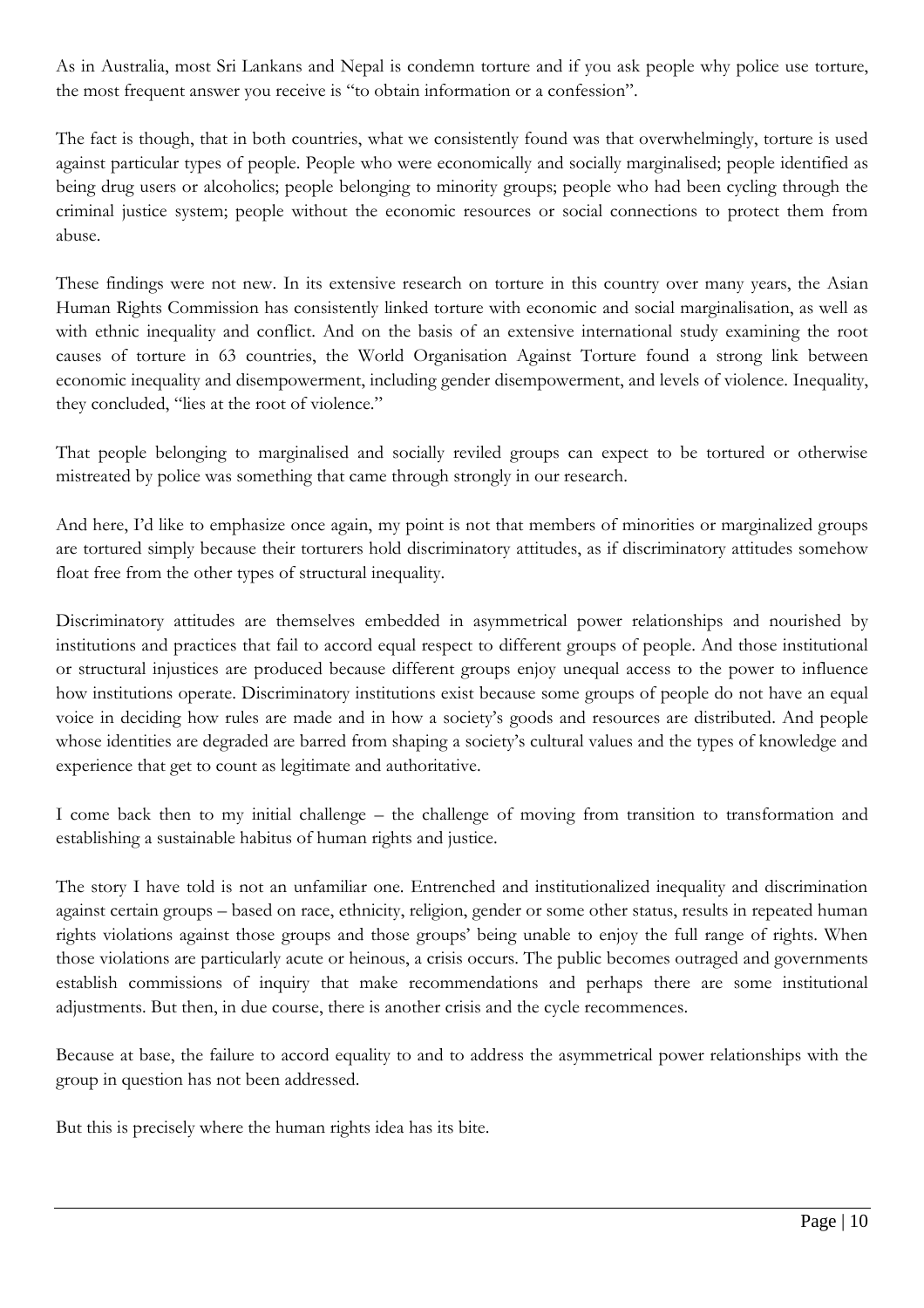As in Australia, most Sri Lankans and Nepal is condemn torture and if you ask people why police use torture, the most frequent answer you receive is "to obtain information or a confession".

The fact is though, that in both countries, what we consistently found was that overwhelmingly, torture is used against particular types of people. People who were economically and socially marginalised; people identified as being drug users or alcoholics; people belonging to minority groups; people who had been cycling through the criminal justice system; people without the economic resources or social connections to protect them from abuse.

These findings were not new. In its extensive research on torture in this country over many years, the Asian Human Rights Commission has consistently linked torture with economic and social marginalisation, as well as with ethnic inequality and conflict. And on the basis of an extensive international study examining the root causes of torture in 63 countries, the World Organisation Against Torture found a strong link between economic inequality and disempowerment, including gender disempowerment, and levels of violence. Inequality, they concluded, "lies at the root of violence."

That people belonging to marginalised and socially reviled groups can expect to be tortured or otherwise mistreated by police was something that came through strongly in our research.

And here, I'd like to emphasize once again, my point is not that members of minorities or marginalized groups are tortured simply because their torturers hold discriminatory attitudes, as if discriminatory attitudes somehow float free from the other types of structural inequality.

Discriminatory attitudes are themselves embedded in asymmetrical power relationships and nourished by institutions and practices that fail to accord equal respect to different groups of people. And those institutional or structural injustices are produced because different groups enjoy unequal access to the power to influence how institutions operate. Discriminatory institutions exist because some groups of people do not have an equal voice in deciding how rules are made and in how a society's goods and resources are distributed. And people whose identities are degraded are barred from shaping a society's cultural values and the types of knowledge and experience that get to count as legitimate and authoritative.

I come back then to my initial challenge – the challenge of moving from transition to transformation and establishing a sustainable habitus of human rights and justice.

The story I have told is not an unfamiliar one. Entrenched and institutionalized inequality and discrimination against certain groups – based on race, ethnicity, religion, gender or some other status, results in repeated human rights violations against those groups and those groups' being unable to enjoy the full range of rights. When those violations are particularly acute or heinous, a crisis occurs. The public becomes outraged and governments establish commissions of inquiry that make recommendations and perhaps there are some institutional adjustments. But then, in due course, there is another crisis and the cycle recommences.

Because at base, the failure to accord equality to and to address the asymmetrical power relationships with the group in question has not been addressed.

But this is precisely where the human rights idea has its bite.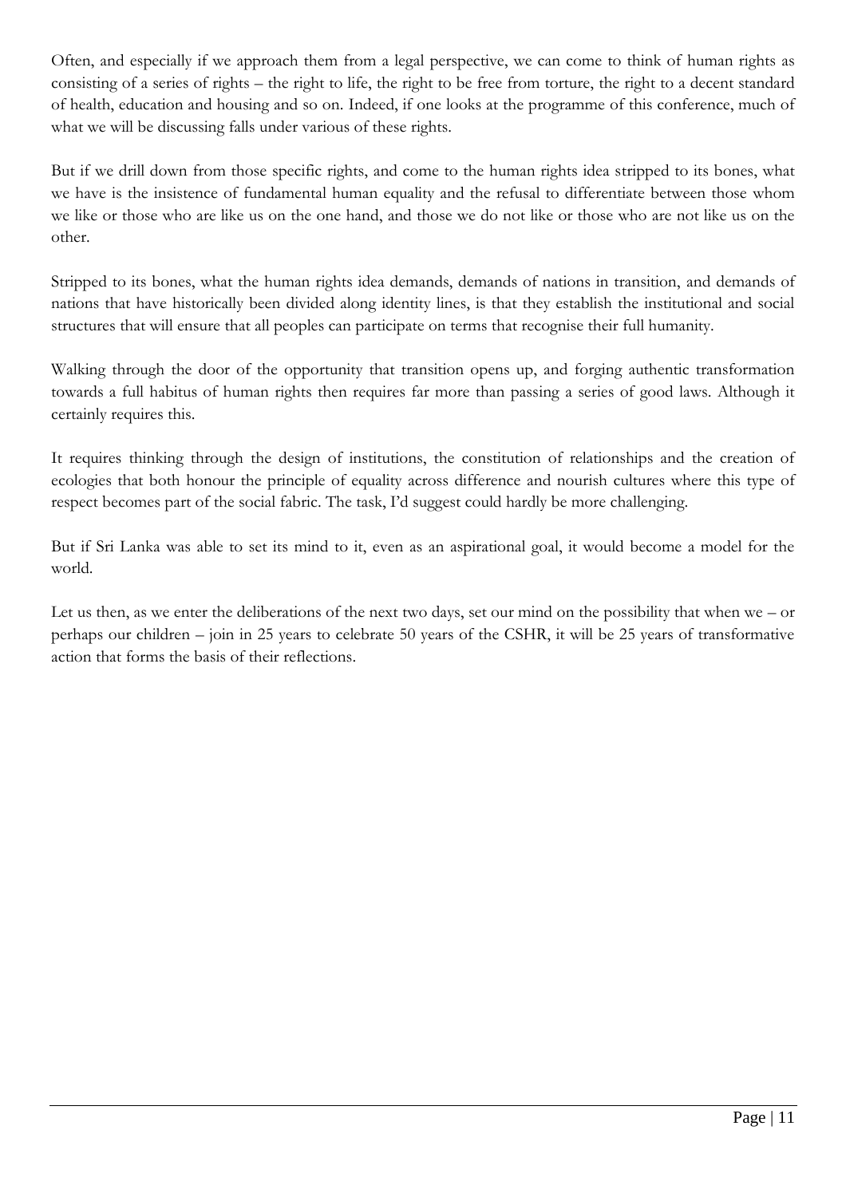Often, and especially if we approach them from a legal perspective, we can come to think of human rights as consisting of a series of rights – the right to life, the right to be free from torture, the right to a decent standard of health, education and housing and so on. Indeed, if one looks at the programme of this conference, much of what we will be discussing falls under various of these rights.

But if we drill down from those specific rights, and come to the human rights idea stripped to its bones, what we have is the insistence of fundamental human equality and the refusal to differentiate between those whom we like or those who are like us on the one hand, and those we do not like or those who are not like us on the other.

Stripped to its bones, what the human rights idea demands, demands of nations in transition, and demands of nations that have historically been divided along identity lines, is that they establish the institutional and social structures that will ensure that all peoples can participate on terms that recognise their full humanity.

Walking through the door of the opportunity that transition opens up, and forging authentic transformation towards a full habitus of human rights then requires far more than passing a series of good laws. Although it certainly requires this.

It requires thinking through the design of institutions, the constitution of relationships and the creation of ecologies that both honour the principle of equality across difference and nourish cultures where this type of respect becomes part of the social fabric. The task, I'd suggest could hardly be more challenging.

But if Sri Lanka was able to set its mind to it, even as an aspirational goal, it would become a model for the world.

Let us then, as we enter the deliberations of the next two days, set our mind on the possibility that when we – or perhaps our children – join in 25 years to celebrate 50 years of the CSHR, it will be 25 years of transformative action that forms the basis of their reflections.